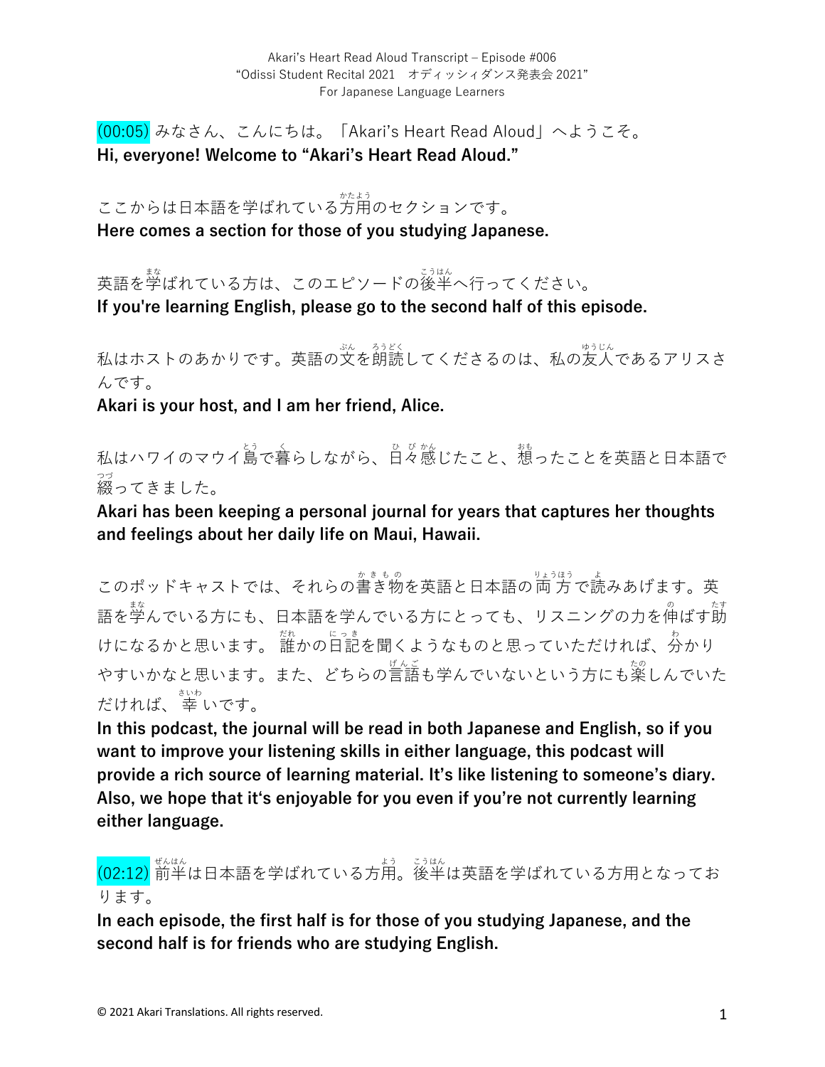(00:05) みなさん、こんにちは。「Akari's Heart Read Aloud」へようこそ。
**Hi, everyone! Welcome to "Akari's Heart Read Aloud."**

ここからは日本語を学ばれている方用のセクションです。
**Here comes a section for those of you studying Japanese.**

英語を学ばれている方は、このエピソードの後半へ行ってください。
**If you're learning English, please go to the second half of this episode.**

私はホストのあかりです。英語の文を朗読してくださるのは、私の友人であるアリスさんです。
**Akari is your host, and I am her friend, Alice.**

私はハワイのマウイ島で暮らしながら、日々感じたこと、想ったことを英語と日本語で綴ってきました。
**Akari has been keeping a personal journal for years that captures her thoughts and feelings about her daily life on Maui, Hawaii.**

このポッドキャストでは、それらの書き物を英語と日本語の両方で読みあげます。英語を学んでいる方にも、日本語を学んでいる方にとっても、リスニングの力を伸ばす助けになるかと思います。 誰かの日記を聞くようなものと思っていただければ、分かりやすいかなと思います。また、どちらの言語も学んでいないという方にも楽しんでいただければ、幸いです。
**In this podcast, the journal will be read in both Japanese and English, so if you want to improve your listening skills in either language, this podcast will provide a rich source of learning material. It's like listening to someone's diary. Also, we hope that it's enjoyable for you even if you're not currently learning either language.**

(02:12) 前半は日本語を学ばれている方用。後半は英語を学ばれている方用となっております。
**In each episode, the first half is for those of you studying Japanese, and the second half is for friends who are studying English.**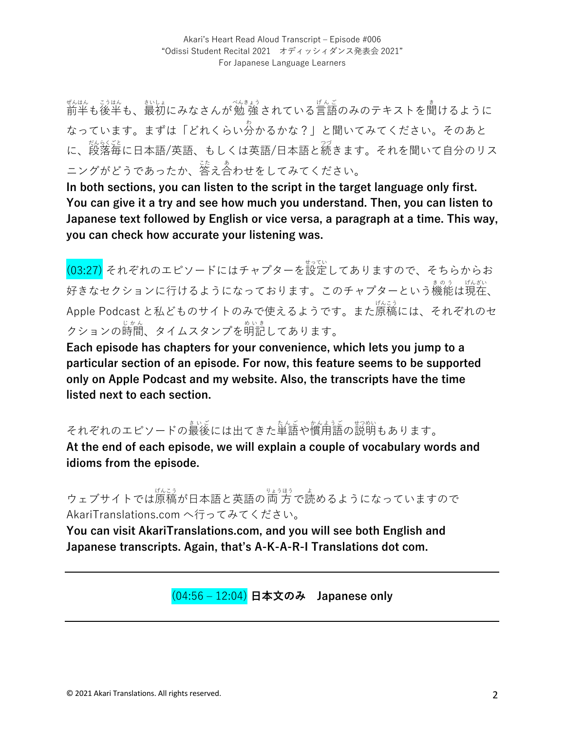前半も後半も、最初にみなさんが勉強されている言語のみのテキストを聞けるようになっています。まずは「どれくらい分かるかな？」と聞いてみてください。そのあとに、段落毎に日本語/英語、もしくは英語/日本語と続きます。それを聞いて自分のリスニングがどうであったか、答え合わせをしてみてください。

**In both sections, you can listen to the script in the target language only first. You can give it a try and see how much you understand. Then, you can listen to Japanese text followed by English or vice versa, a paragraph at a time. This way, you can check how accurate your listening was.**

(03:27) それぞれのエピソードにはチャプターを設定してありますので、そちらからお好きなセクションに行けるようになっております。このチャプターという機能は現在、Apple Podcast と私どものサイトのみで使えるようです。また原稿には、それぞれのセクションの時間、タイムスタンプを明記してあります。

**Each episode has chapters for your convenience, which lets you jump to a particular section of an episode. For now, this feature seems to be supported only on Apple Podcast and my website. Also, the transcripts have the time listed next to each section.**

それぞれのエピソードの最後には出てきた単語や慣用語の説明もあります。

**At the end of each episode, we will explain a couple of vocabulary words and idioms from the episode.**

ウェブサイトでは原稿が日本語と英語の両方で読めるようになっていますので AkariTranslations.com へ行ってみてください。

**You can visit AkariTranslations.com, and you will see both English and Japanese transcripts. Again, that's A-K-A-R-I Translations dot com.**

---

(04:56 – 12:04) **日本文のみ　Japanese only**

---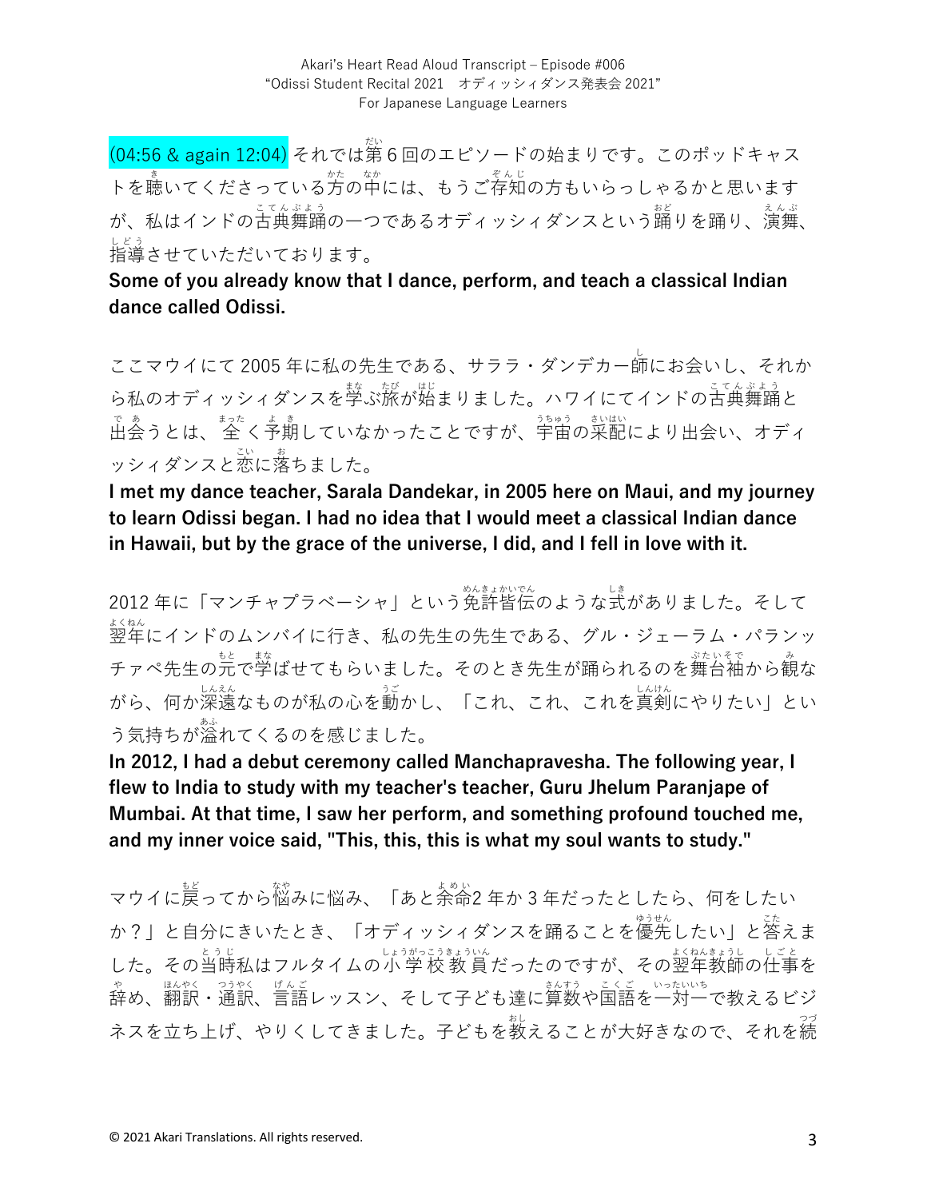(04:56 & again 12:04) それでは第6回のエピソードの始まりです。このポッドキャストを聴いてくださっている方の中には、もうご存知の方もいらっしゃるかと思いますが、私はインドの古典舞踊の一つであるオディッシィダンスという踊りを踊り、演舞、指導させていただいております。

**Some of you already know that I dance, perform, and teach a classical Indian dance called Odissi.**

ここマウイにて2005年に私の先生である、サララ・ダンデカー師にお会いし、それから私のオディッシィダンスを学ぶ旅が始まりました。ハワイにてインドの古典舞踊と出会うとは、全く予期していなかったことですが、宇宙の采配により出会い、オディッシィダンスと恋に落ちました。

**I met my dance teacher, Sarala Dandekar, in 2005 here on Maui, and my journey to learn Odissi began. I had no idea that I would meet a classical Indian dance in Hawaii, but by the grace of the universe, I did, and I fell in love with it.**

2012年に「マンチャプラベーシャ」という免許皆伝のような式がありました。そして翌年にインドのムンバイに行き、私の先生の先生である、グル・ジェーラム・パランッチァペ先生の元で学ばせてもらいました。そのとき先生が踊られるのを舞台袖から観ながら、何か深遠なものが私の心を動かし、「これ、これ、これを真剣にやりたい」という気持ちが溢れてくるのを感じました。

**In 2012, I had a debut ceremony called Manchapravesha. The following year, I flew to India to study with my teacher's teacher, Guru Jhelum Paranjape of Mumbai. At that time, I saw her perform, and something profound touched me, and my inner voice said, "This, this, this is what my soul wants to study."**

マウイに戻ってから悩みに悩み、「あと余命2年か3年だったとしたら、何をしたいか？」と自分にきいたとき、「オディッシィダンスを踊ることを優先したい」と答えました。その当時私はフルタイムの小学校教員だったのですが、その翌年教師の仕事を辞め、翻訳・通訳、言語レッスン、そして子ども達に算数や国語を一対一で教えるビジネスを立ち上げ、やりくしてきました。子どもを教えることが大好きなので、それを続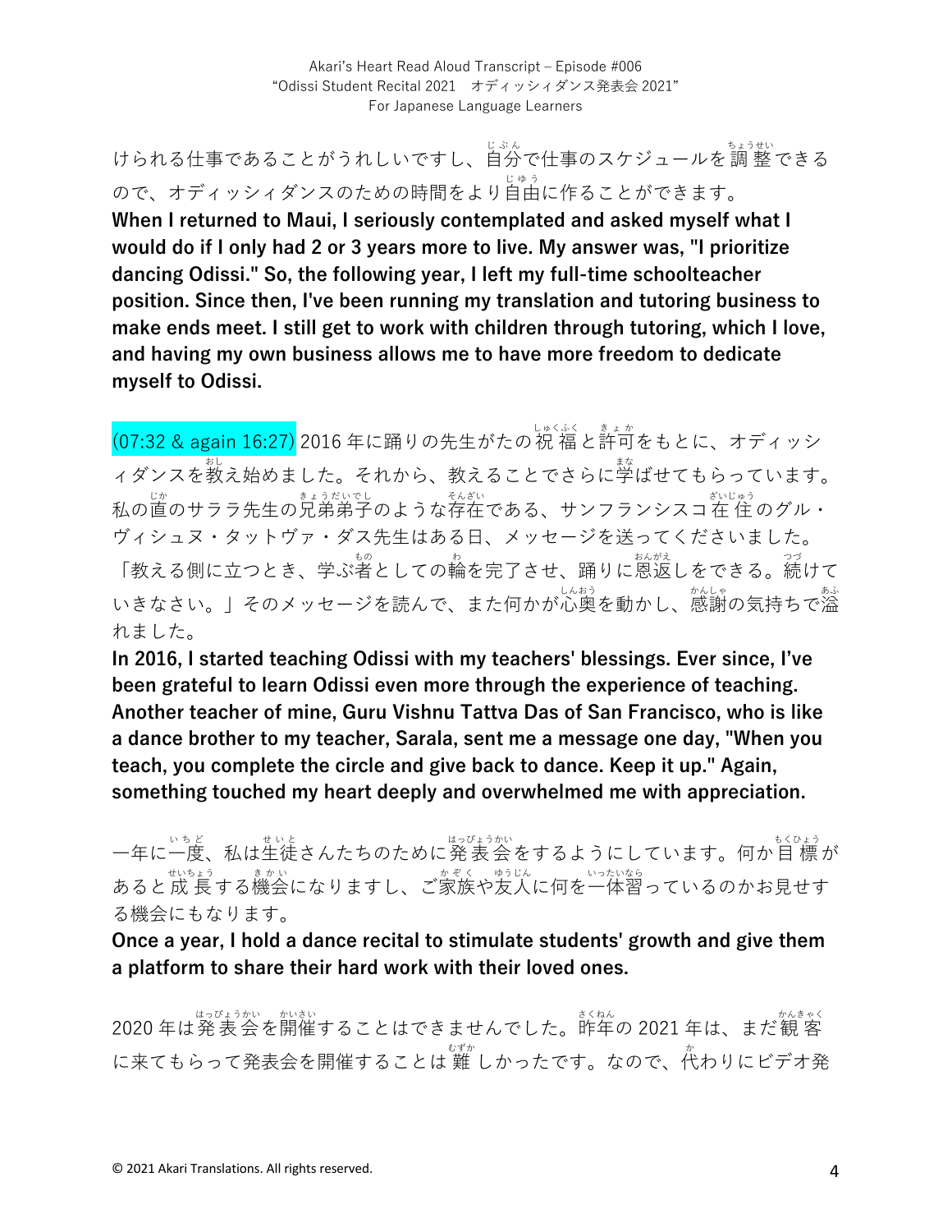けられる仕事であることがうれしいですし、自分で仕事のスケジュールを調整できるので、オディッシィダンスのための時間をより自由に作ることができます。

**When I returned to Maui, I seriously contemplated and asked myself what I would do if I only had 2 or 3 years more to live. My answer was, "I prioritize dancing Odissi." So, the following year, I left my full-time schoolteacher position. Since then, I've been running my translation and tutoring business to make ends meet. I still get to work with children through tutoring, which I love, and having my own business allows me to have more freedom to dedicate myself to Odissi.**

(07:32 & again 16:27) 2016 年に踊りの先生がたの祝福と許可をもとに、オディッシィダンスを教え始めました。それから、教えることでさらに学ばせてもらっています。私の直のサララ先生の兄弟弟子のような存在である、サンフランシスコ在住のグル・ヴィシュヌ・タットヴァ・ダス先生はある日、メッセージを送ってくださいました。「教える側に立つとき、学ぶ者としての輪を完了させ、踊りに恩返しをできる。続けていきなさい。」そのメッセージを読んで、また何かが心奥を動かし、感謝の気持ちで溢れました。

**In 2016, I started teaching Odissi with my teachers' blessings. Ever since, I've been grateful to learn Odissi even more through the experience of teaching. Another teacher of mine, Guru Vishnu Tattva Das of San Francisco, who is like a dance brother to my teacher, Sarala, sent me a message one day, "When you teach, you complete the circle and give back to dance. Keep it up." Again, something touched my heart deeply and overwhelmed me with appreciation.**

一年に一度、私は生徒さんたちのために発表会をするようにしています。何か目標があると成長する機会になりますし、ご家族や友人に何を一体習っているのかお見せする機会にもなります。

**Once a year, I hold a dance recital to stimulate students' growth and give them a platform to share their hard work with their loved ones.**

2020 年は発表会を開催することはできませんでした。昨年の 2021 年は、まだ観客に来てもらって発表会を開催することは難しかったです。なので、代わりにビデオ発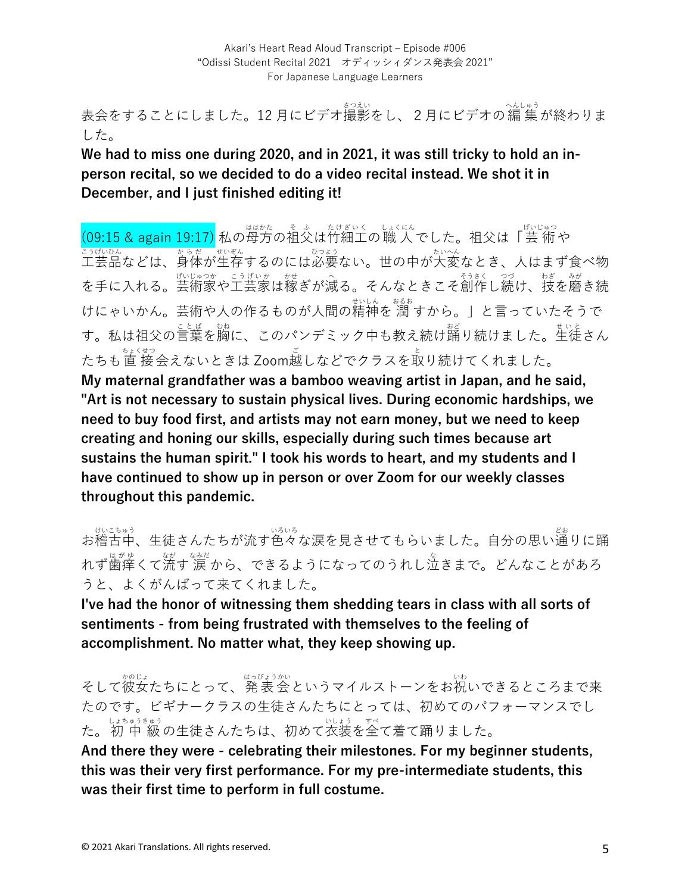表会をすることにしました。12 月にビデオ撮影をし、2 月にビデオの編集が終わりました。

**We had to miss one during 2020, and in 2021, it was still tricky to hold an in-person recital, so we decided to do a video recital instead. We shot it in December, and I just finished editing it!**

(09:15 & again 19:17) 私の母方の祖父は竹細工の職人でした。祖父は「芸術や工芸品などは、身体が生存するのには必要ない。世の中が大変なとき、人はまず食べ物を手に入れる。芸術家や工芸家は稼ぎが減る。そんなときこそ創作し続け、技を磨き続けにゃいかん。芸術や人の作るものが人間の精神を潤すから。」と言っていたそうです。私は祖父の言葉を胸に、このパンデミック中も教え続け踊り続けました。生徒さんたちも直接会えないときは Zoom越しなどでクラスを取り続けてくれました。

**My maternal grandfather was a bamboo weaving artist in Japan, and he said, "Art is not necessary to sustain physical lives. During economic hardships, we need to buy food first, and artists may not earn money, but we need to keep creating and honing our skills, especially during such times because art sustains the human spirit." I took his words to heart, and my students and I have continued to show up in person or over Zoom for our weekly classes throughout this pandemic.**

お稽古中、生徒さんたちが流す色々な涙を見させてもらいました。自分の思い通りに踊れず歯痒くて流す涙から、できるようになってのうれし泣きまで。どんなことがあろうと、よくがんばって来てくれました。

**I've had the honor of witnessing them shedding tears in class with all sorts of sentiments - from being frustrated with themselves to the feeling of accomplishment. No matter what, they keep showing up.**

そして彼女たちにとって、発表会というマイルストーンをお祝いできるところまで来たのです。ビギナークラスの生徒さんたちにとっては、初めてのパフォーマンスでした。初中級の生徒さんたちは、初めて衣装を全て着て踊りました。

**And there they were - celebrating their milestones. For my beginner students, this was their very first performance. For my pre-intermediate students, this was their first time to perform in full costume.**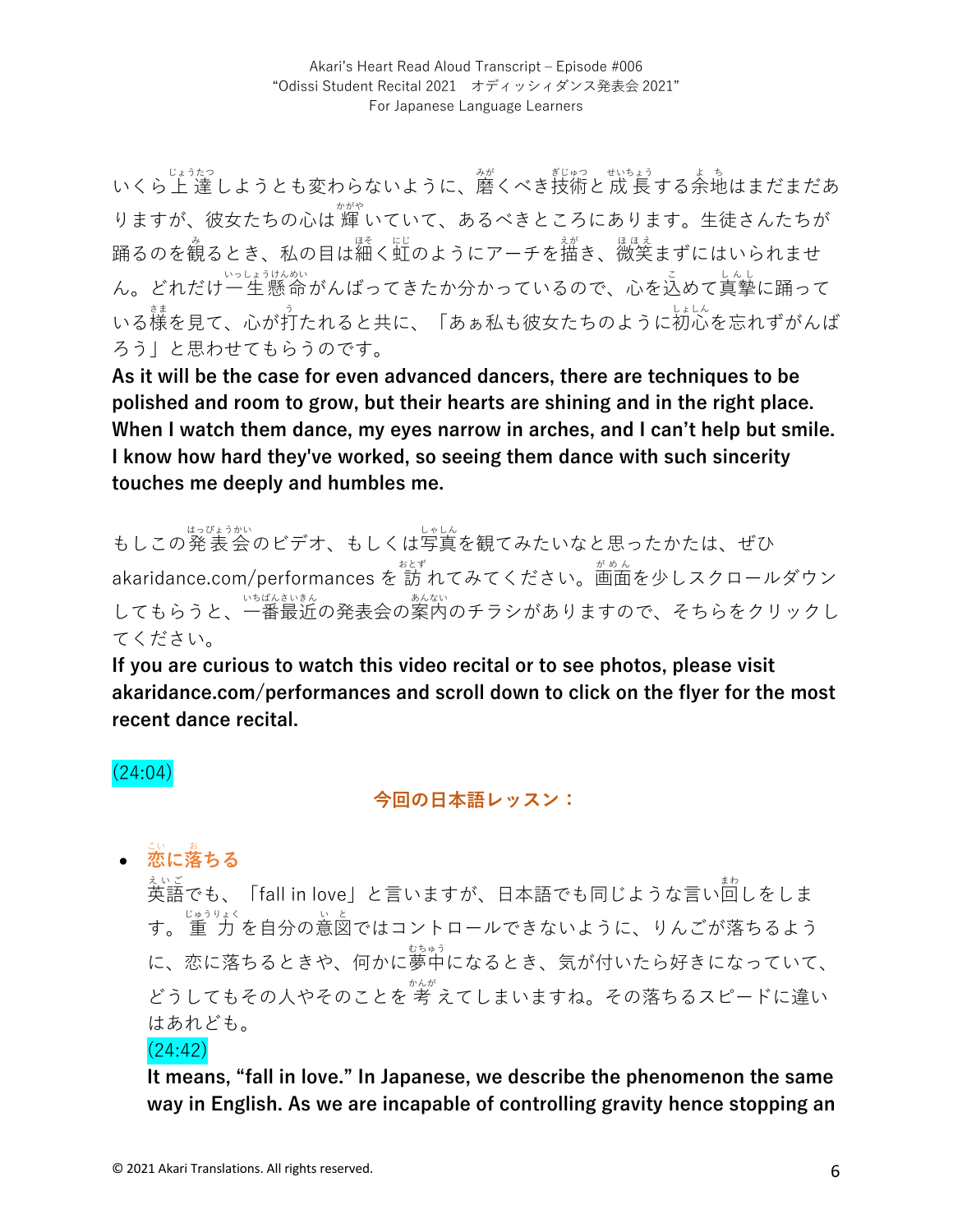いくら上達しようとも変わらないように、磨くべき技術と成長する余地はまだまだありますが、彼女たちの心は輝いていて、あるべきところにあります。生徒さんたちが踊るのを観るとき、私の目は細く虹のようにアーチを描き、微笑まずにはいられません。どれだけ一生懸命がんばってきたか分かっているので、心を込めて真摯に踊っている様を見て、心が打たれると共に、「あぁ私も彼女たちのように初心を忘れずがんばろう」と思わせてもらうのです。

**As it will be the case for even advanced dancers, there are techniques to be polished and room to grow, but their hearts are shining and in the right place. When I watch them dance, my eyes narrow in arches, and I can't help but smile. I know how hard they've worked, so seeing them dance with such sincerity touches me deeply and humbles me.**

もしこの発表会のビデオ、もしくは写真を観てみたいなと思ったかたは、ぜひ akaridance.com/performances を訪れてみてください。画面を少しスクロールダウンしてもらうと、一番最近の発表会の案内のチラシがありますので、そちらをクリックしてください。

**If you are curious to watch this video recital or to see photos, please visit akaridance.com/performances and scroll down to click on the flyer for the most recent dance recital.**

(24:04)

## 今回の日本語レッスン：

- **恋に落ちる**

  英語でも、「fall in love」と言いますが、日本語でも同じような言い回しをします。重力を自分の意図ではコントロールできないように、りんごが落ちるように、恋に落ちるときや、何かに夢中になるとき、気が付いたら好きになっていて、どうしてもその人やそのことを考えてしまいますね。その落ちるスピードに違いはあれども。

  (24:42)

  **It means, "fall in love." In Japanese, we describe the phenomenon the same way in English. As we are incapable of controlling gravity hence stopping an**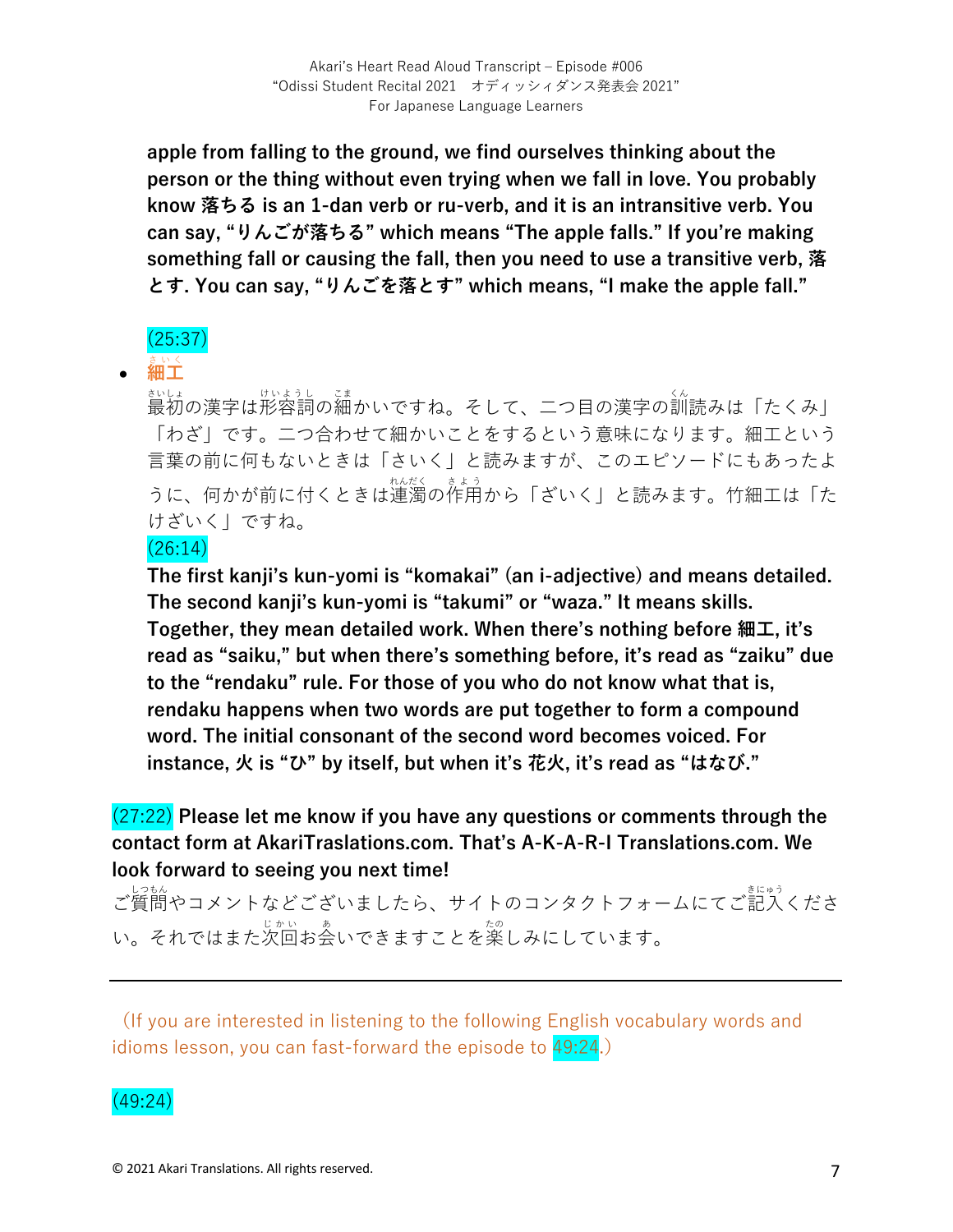**apple from falling to the ground, we find ourselves thinking about the person or the thing without even trying when we fall in love. You probably know 落ちる is an 1-dan verb or ru-verb, and it is an intransitive verb. You can say, "りんごが落ちる" which means "The apple falls." If you're making something fall or causing the fall, then you need to use a transitive verb, 落とす. You can say, "りんごを落とす" which means, "I make the apple fall."**

(25:37)

- **細工**(さいく)

最初(さいしょ)の漢字は形容詞(けいようし)の細(こま)かいですね。そして、二つ目の漢字の訓(くん)読みは「たくみ」「わざ」です。二つ合わせて細かいことをするという意味になります。細工という言葉の前に何もないときは「さいく」と読みますが、このエピソードにもあったように、何かが前に付くときは連濁(れんだく)の作用(さよう)から「ざいく」と読みます。竹細工は「たけざいく」ですね。

(26:14)

**The first kanji's kun-yomi is "komakai" (an i-adjective) and means detailed. The second kanji's kun-yomi is "takumi" or "waza." It means skills. Together, they mean detailed work. When there's nothing before 細工, it's read as "saiku," but when there's something before, it's read as "zaiku" due to the "rendaku" rule. For those of you who do not know what that is, rendaku happens when two words are put together to form a compound word. The initial consonant of the second word becomes voiced. For instance, 火 is "ひ" by itself, but when it's 花火, it's read as "はなび."**

(27:22) **Please let me know if you have any questions or comments through the contact form at AkariTraslations.com. That's A-K-A-R-I Translations.com. We look forward to seeing you next time!**

ご質問(しつもん)やコメントなどございましたら、サイトのコンタクトフォームにてご記入(きにゅう)ください。それではまた次回(じかい)お会(あ)いできますことを楽(たの)しみにしています。

---

（If you are interested in listening to the following English vocabulary words and idioms lesson, you can fast-forward the episode to 49:24.）

(49:24)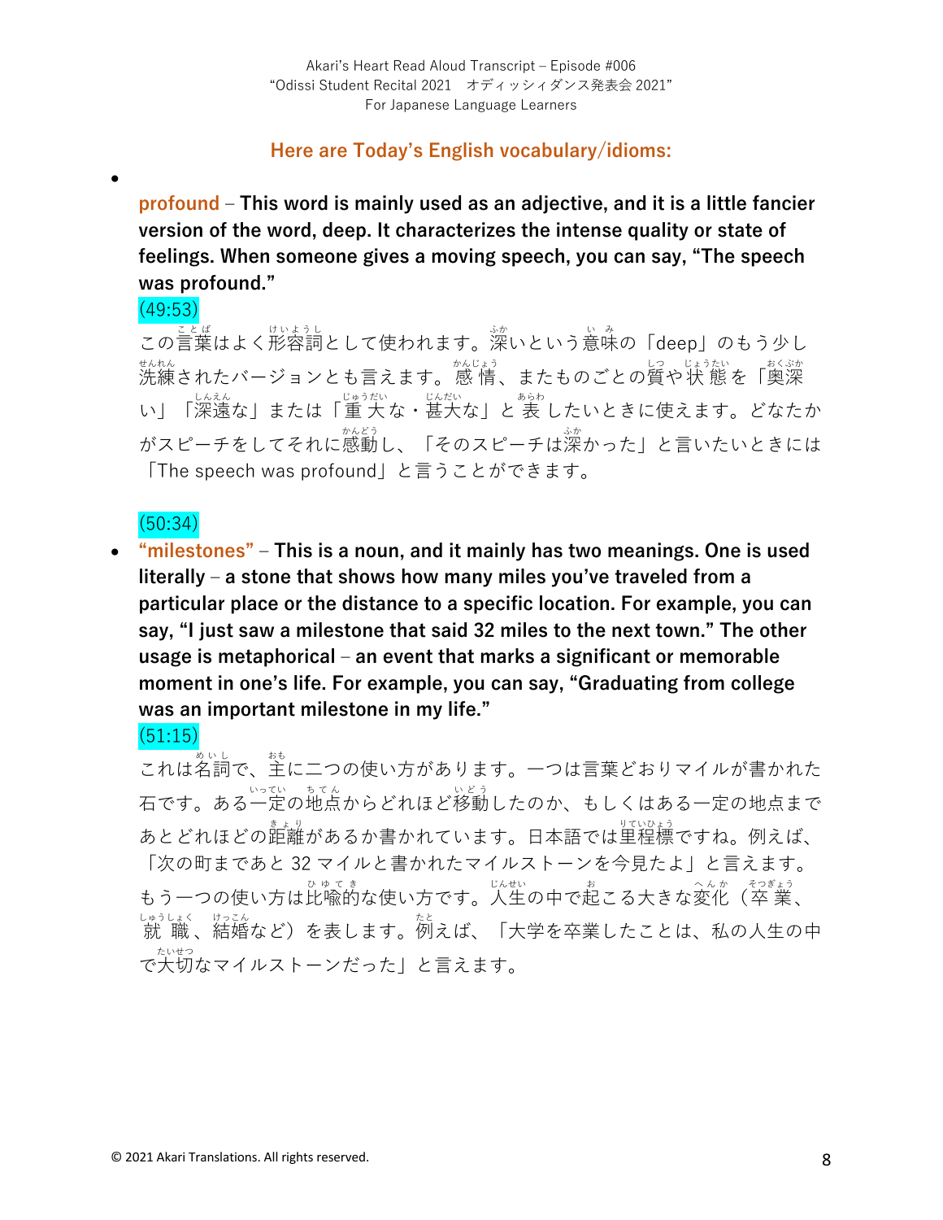## Here are Today's English vocabulary/idioms:

- **profound – This word is mainly used as an adjective, and it is a little fancier version of the word, deep. It characterizes the intense quality or state of feelings. When someone gives a moving speech, you can say, "The speech was profound."**

  (49:53)

  この言葉はよく形容詞として使われます。深いという意味の「deep」のもう少し洗練されたバージョンとも言えます。感情、またものごとの質や状態を「奥深い」「深遠な」または「重大な・甚大な」と表したいときに使えます。どなたかがスピーチをしてそれに感動し、「そのスピーチは深かった」と言いたいときには「The speech was profound」と言うことができます。

  (50:34)

- **"milestones" – This is a noun, and it mainly has two meanings. One is used literally – a stone that shows how many miles you've traveled from a particular place or the distance to a specific location. For example, you can say, "I just saw a milestone that said 32 miles to the next town." The other usage is metaphorical – an event that marks a significant or memorable moment in one's life. For example, you can say, "Graduating from college was an important milestone in my life."**

  (51:15)

  これは名詞で、主に二つの使い方があります。一つは言葉どおりマイルが書かれた石です。ある一定の地点からどれほど移動したのか、もしくはある一定の地点まであとどれほどの距離があるか書かれています。日本語では里程標ですね。例えば、「次の町まであと 32 マイルと書かれたマイルストーンを今見たよ」と言えます。もう一つの使い方は比喩的な使い方です。人生の中で起こる大きな変化（卒業、就職、結婚など）を表します。例えば、「大学を卒業したことは、私の人生の中で大切なマイルストーンだった」と言えます。